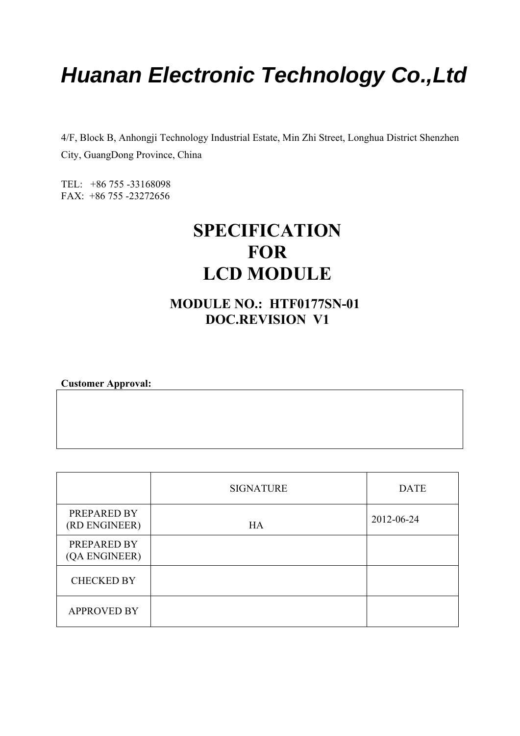# *Huanan Electronic Technology Co.,Ltd*

4/F, Block B, Anhongji Technology Industrial Estate, Min Zhi Street, Longhua District Shenzhen City, GuangDong Province, China

TEL: +86 755 -33168098
FAX: +86 755 -23272656

# SPECIFICATION
# FOR
# LCD MODULE

## MODULE NO.: HTF0177SN-01
## DOC.REVISION V1

**Customer Approval:**

| |
|---|
| |

| | SIGNATURE | DATE |
|---|---|---|
| PREPARED BY (RD ENGINEER) | HA | 2012-06-24 |
| PREPARED BY (QA ENGINEER) | | |
| CHECKED BY | | |
| APPROVED BY | | |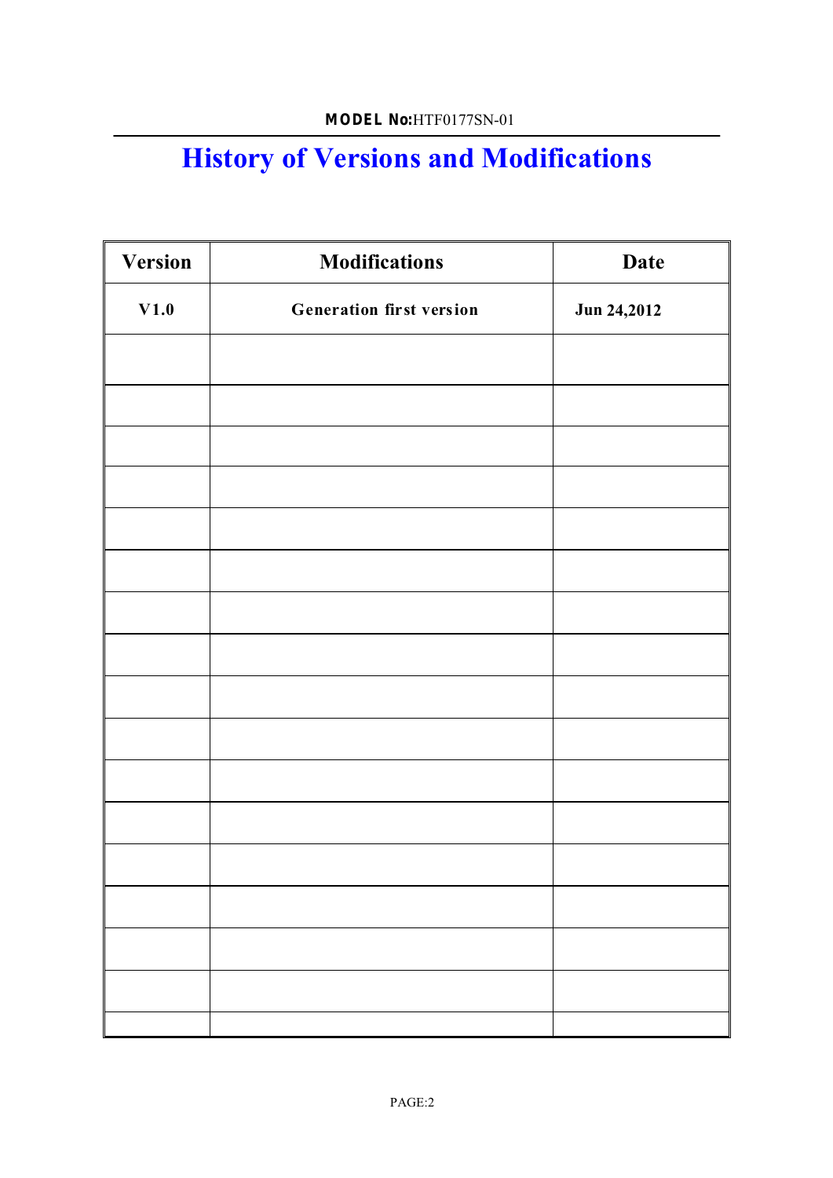# History of Versions and Modifications

| Version | Modifications | Date |
|---|---|---|
| V1.0 | Generation first version | Jun 24,2012 |
| | | |
| | | |
| | | |
| | | |
| | | |
| | | |
| | | |
| | | |
| | | |
| | | |
| | | |
| | | |
| | | |
| | | |
| | | |
| | | |
| | | |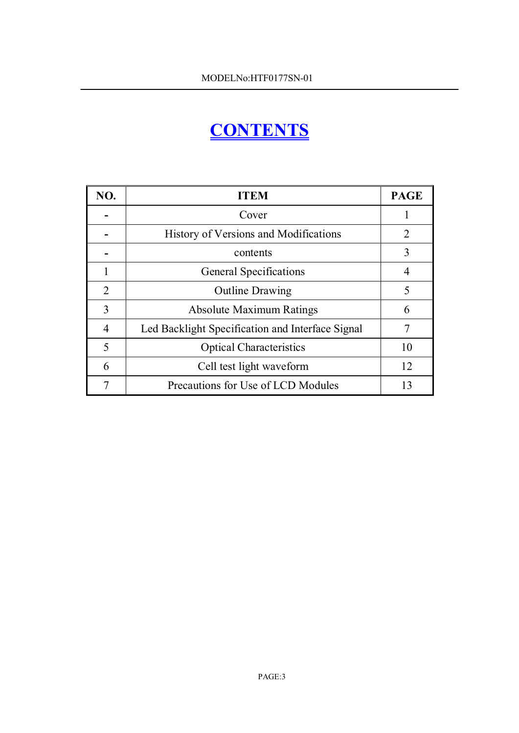# CONTENTS

| NO. | ITEM | PAGE |
|---|---|---|
| - | Cover | 1 |
| - | History of Versions and Modifications | 2 |
| - | contents | 3 |
| 1 | General Specifications | 4 |
| 2 | Outline Drawing | 5 |
| 3 | Absolute Maximum Ratings | 6 |
| 4 | Led Backlight Specification and Interface Signal | 7 |
| 5 | Optical Characteristics | 10 |
| 6 | Cell test light waveform | 12 |
| 7 | Precautions for Use of LCD Modules | 13 |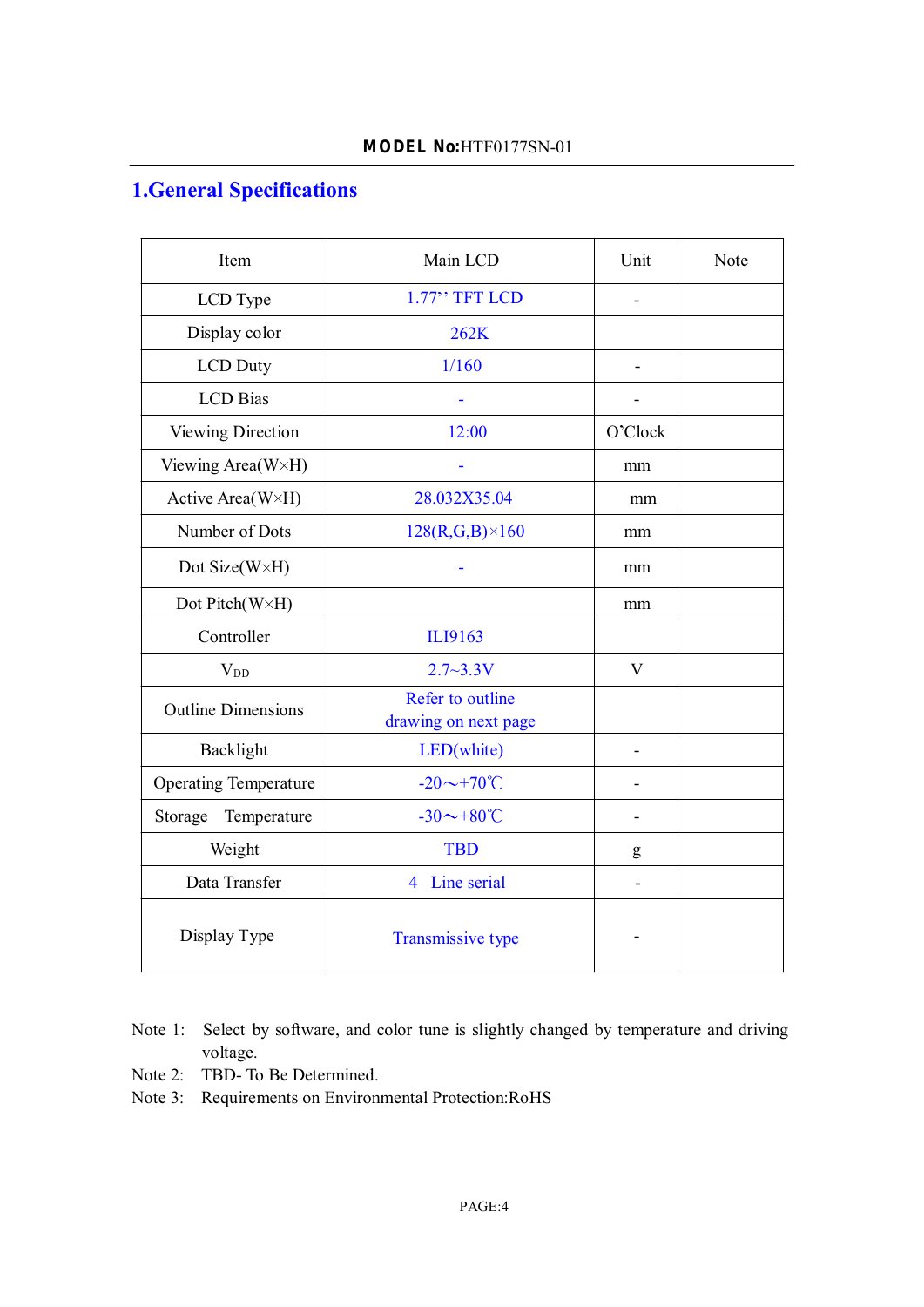**MODEL No:**HTF0177SN-01

## 1.General Specifications

| Item | Main LCD | Unit | Note |
|---|---|---|---|
| LCD Type | 1.77'' TFT LCD | - | |
| Display color | 262K | | |
| LCD Duty | 1/160 | - | |
| LCD Bias | - | - | |
| Viewing Direction | 12:00 | O'Clock | |
| Viewing Area(W×H) | - | mm | |
| Active Area(W×H) | 28.032X35.04 | mm | |
| Number of Dots | 128(R,G,B)×160 | mm | |
| Dot Size(W×H) | - | mm | |
| Dot Pitch(W×H) | | mm | |
| Controller | ILI9163 | | |
| $V_{DD}$ | 2.7~3.3V | V | |
| Outline Dimensions | Refer to outline drawing on next page | | |
| Backlight | LED(white) | - | |
| Operating Temperature | -20～+70℃ | - | |
| Storage Temperature | -30～+80℃ | - | |
| Weight | TBD | g | |
| Data Transfer | 4 Line serial | - | |
| Display Type | Transmissive type | - | |

Note 1: Select by software, and color tune is slightly changed by temperature and driving voltage.

Note 2: TBD- To Be Determined.

Note 3: Requirements on Environmental Protection:RoHS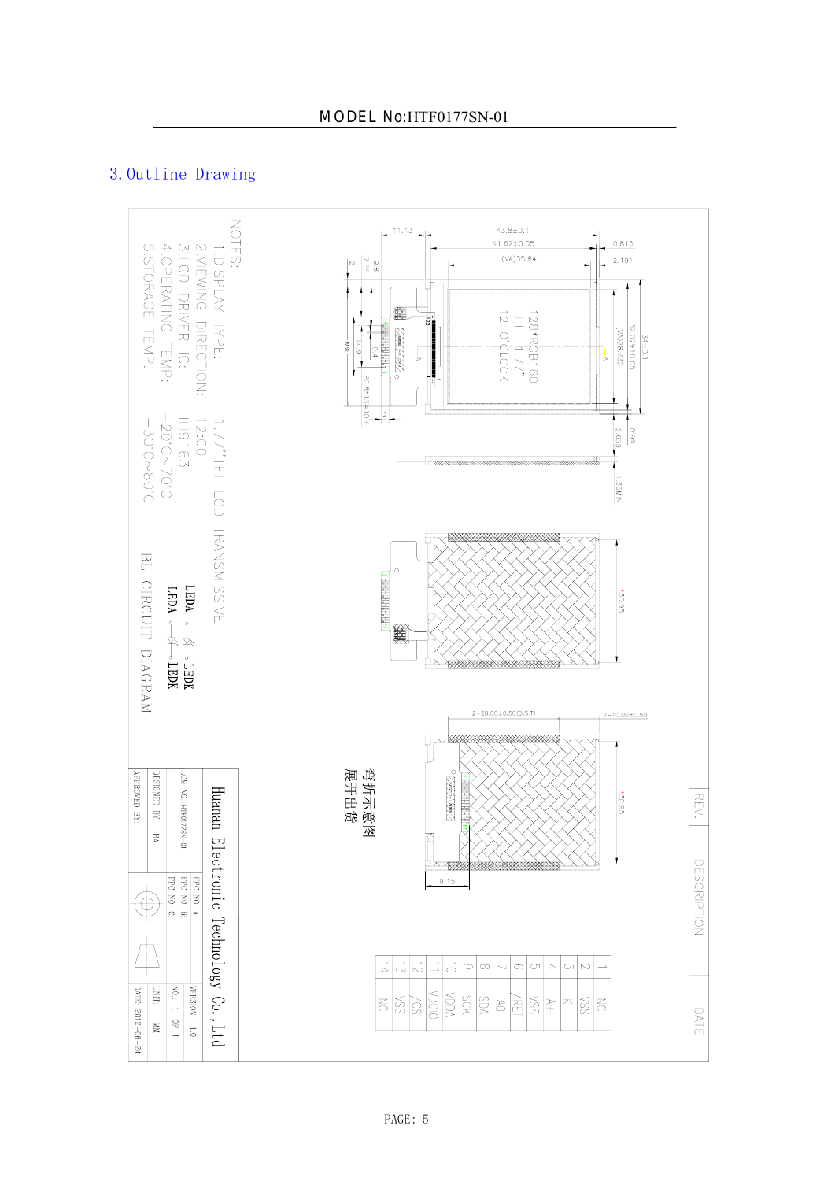# 3. Outline Drawing

NOTES:
1. DISPLAY TYPE: 1.77"TFT LCD TRANSMISSVE
2. VIEWING DIRECTION: 12:00
3. LCD DRIVER IC: ILI9163
4. OPERATING TEMP: -20°C~70°C
5. STORAGE TEMP: -30°C~80°C

BL CIRCUIT DIAGRAM

LEDA —▷|— LEDK
LEDA —▷|— LEDK

128*RGB*160
TFT 1.77"
12 O'CLOCK

43.8±0.1
41.62±0.05
(VA)35.84
11.13
0.816
2.191
34±0.1
32.029±0.05
(VA)28.732
2.639
0.99
1.35MAX
9.8
7.65
2
14.9
0.4
P0.8*13=10.4
2
*30.95
2-28.00±0.50(0.5T)
2-10.00±0.50
*30.95
9.15

弯折示意图
展开出货

| PIN | SYMBOL |
|---|---|
| 1 | NC |
| 2 | VSS |
| 3 | K- |
| 4 | A+ |
| 5 | VSS |
| 6 | /RET |
| 7 | A0 |
| 8 | SDA |
| 9 | SCK |
| 10 | VDDA |
| 11 | VDDIO |
| 12 | /CS |
| 13 | VSS |
| 14 | NC |

| REV. | DESCRIPTION | DATE |
|---|---|---|

Huanan Electronic Technology Co.,Ltd

| LCM NO: HTF0177SN-01 | FPC NO A: / FPC NO B: / FPC NO C: | VERSION: 1.0 |
|---|---|---|
| DESIGNED BY: FHA | | NO.: 1 OF 1 |
| APPROVED BY: | | UNIT: MM |
| | | DATE: 2012-06-21 |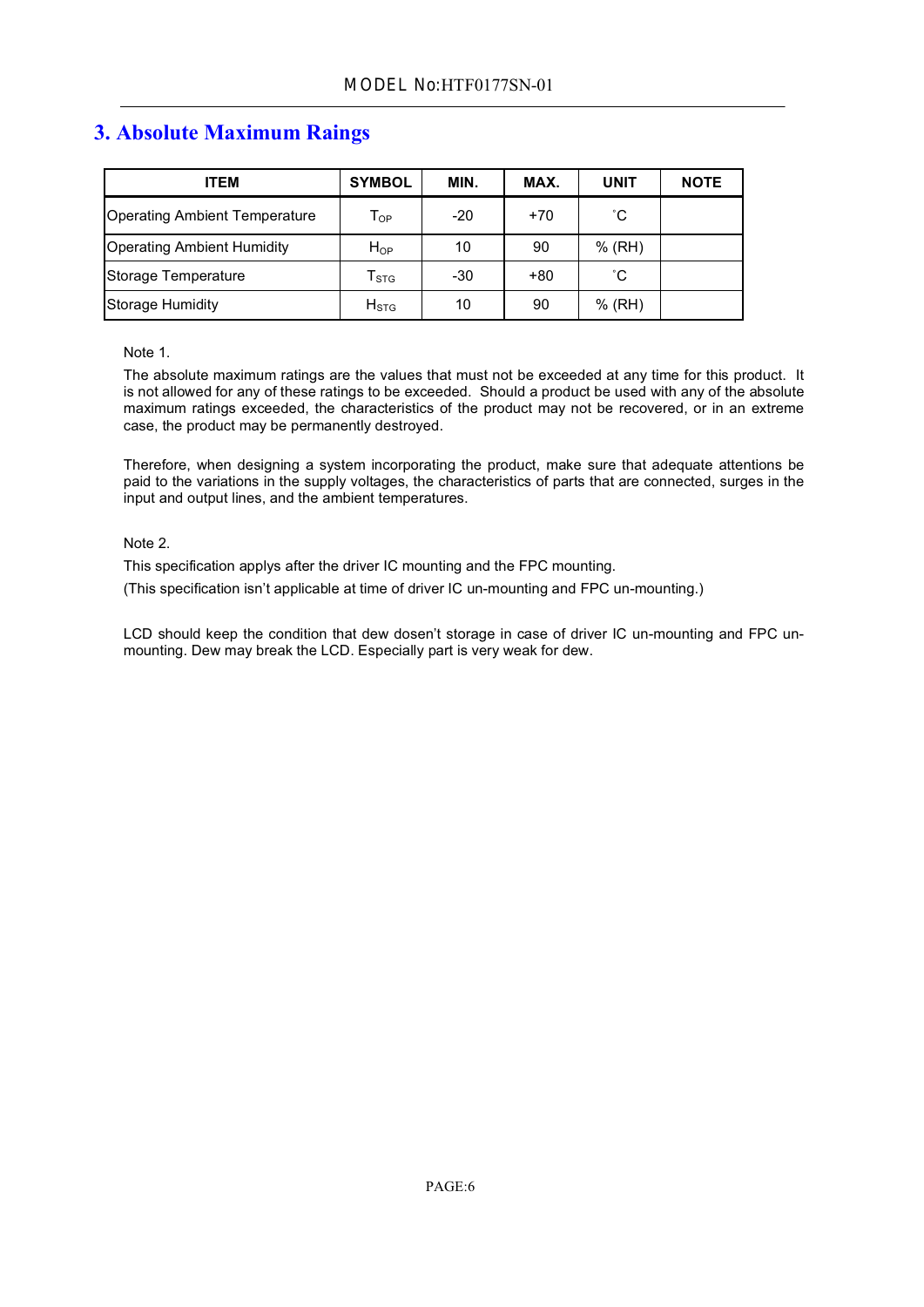## 3. Absolute Maximum Raings

| ITEM | SYMBOL | MIN. | MAX. | UNIT | NOTE |
|---|---|---|---|---|---|
| Operating Ambient Temperature | $T_{OP}$ | -20 | +70 | ˚C | |
| Operating Ambient Humidity | $H_{OP}$ | 10 | 90 | % (RH) | |
| Storage Temperature | $T_{STG}$ | -30 | +80 | ˚C | |
| Storage Humidity | $H_{STG}$ | 10 | 90 | % (RH) | |

Note 1.

The absolute maximum ratings are the values that must not be exceeded at any time for this product. It is not allowed for any of these ratings to be exceeded. Should a product be used with any of the absolute maximum ratings exceeded, the characteristics of the product may not be recovered, or in an extreme case, the product may be permanently destroyed.

Therefore, when designing a system incorporating the product, make sure that adequate attentions be paid to the variations in the supply voltages, the characteristics of parts that are connected, surges in the input and output lines, and the ambient temperatures.

Note 2.

This specification applys after the driver IC mounting and the FPC mounting.

(This specification isn't applicable at time of driver IC un-mounting and FPC un-mounting.)

LCD should keep the condition that dew dosen't storage in case of driver IC un-mounting and FPC un-mounting. Dew may break the LCD. Especially part is very weak for dew.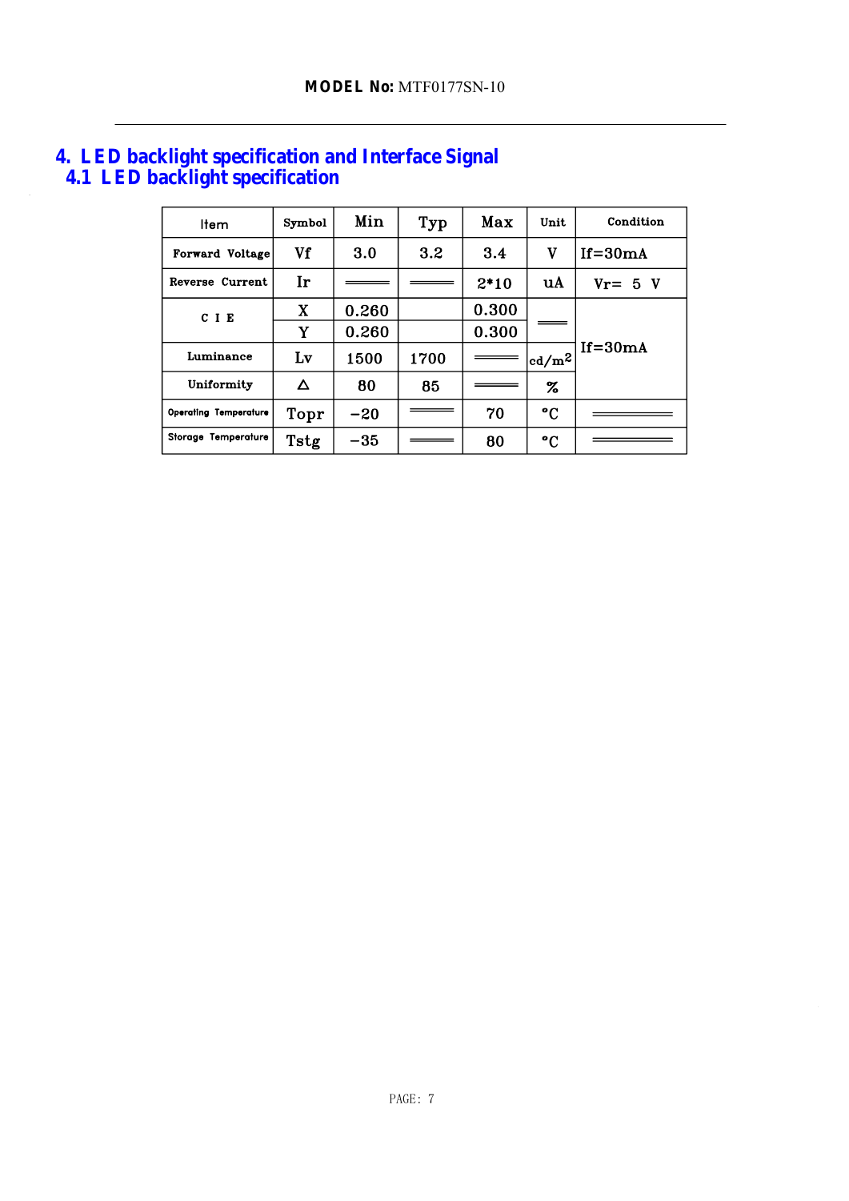**MODEL No:** MTF0177SN-10

# 4. LED backlight specification and Interface Signal

## 4.1 LED backlight specification

| Item | | Symbol | Min | Typ | Max | Unit | Condition |
|---|---|---|---|---|---|---|---|
| Forward Voltage | | Vf | 3.0 | 3.2 | 3.4 | V | If=30mA |
| Reverse Current | | Ir | ═══ | ═══ | 2*10 | uA | Vr= 5 V |
| C I E | | X | 0.260 | | 0.300 | ═══ | If=30mA |
| | | Y | 0.260 | | 0.300 | | |
| Luminance | | Lv | 1500 | 1700 | ═══ | $cd/m^2$ | |
| Uniformity | | △ | 80 | 85 | ═══ | % | |
| Operating Temperature | | Topr | −20 | ═══ | 70 | °C | ═══ |
| Storage Temperature | | Tstg | −35 | ═══ | 80 | °C | ═══ |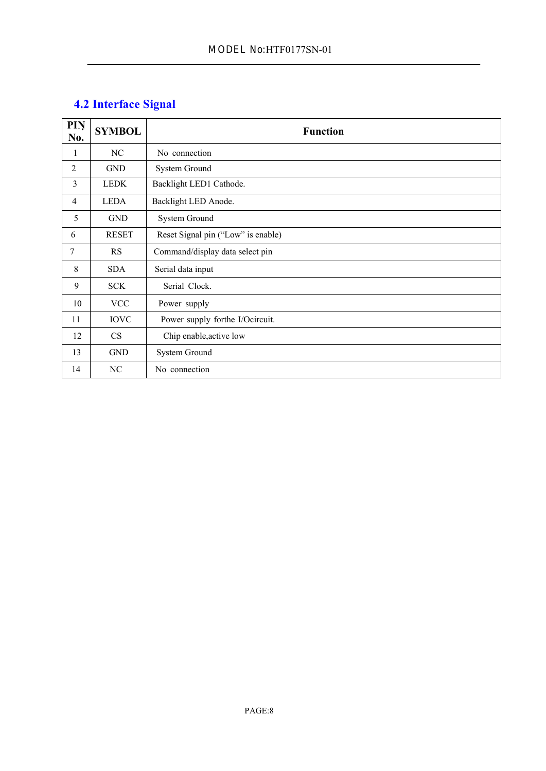## 4.2 Interface Signal

| PIN No. | SYMBOL | Function |
|---|---|---|
| 1 | NC | No connection |
| 2 | GND | System Ground |
| 3 | LEDK | Backlight LED1 Cathode. |
| 4 | LEDA | Backlight LED Anode. |
| 5 | GND | System Ground |
| 6 | RESET | Reset Signal pin (“Low” is enable) |
| 7 | RS | Command/display data select pin |
| 8 | SDA | Serial data input |
| 9 | SCK | Serial Clock. |
| 10 | VCC | Power supply |
| 11 | IOVC | Power supply forthe I/Ocircuit. |
| 12 | CS | Chip enable,active low |
| 13 | GND | System Ground |
| 14 | NC | No connection |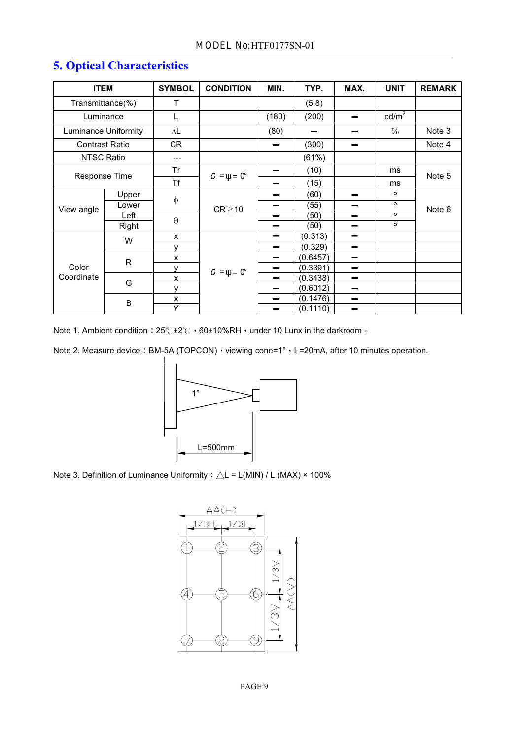## 5. Optical Characteristics

| ITEM | | SYMBOL | CONDITION | MIN. | TYP. | MAX. | UNIT | REMARK |
|---|---|---|---|---|---|---|---|---|
| Transmittance(%) | | T | | | (5.8) | | | |
| Luminance | | L | | (180) | (200) | — | cd/m² | |
| Luminance Uniformity | | ΔL | | (80) | — | — | % | Note 3 |
| Contrast Ratio | | CR | | — | (300) | — | | Note 4 |
| NTSC Ratio | | --- | | | (61%) | | | |
| Response Time | | Tr | θ =ψ= 0° | — | (10) | | ms | Note 5 |
| | | Tf | | — | (15) | | ms | |
| View angle | Upper | ϕ | CR≧10 | — | (60) | — | ° | Note 6 |
| | Lower | | | — | (55) | — | ° | |
| | Left | θ | | — | (50) | — | ° | |
| | Right | | | — | (50) | — | ° | |
| Color Coordinate | W | x | θ =ψ= 0° | — | (0.313) | — | | |
| | | y | | — | (0.329) | — | | |
| | R | x | | — | (0.6457) | — | | |
| | | y | | — | (0.3391) | — | | |
| | G | x | | — | (0.3438) | — | | |
| | | y | | — | (0.6012) | — | | |
| | B | x | | — | (0.1476) | — | | |
| | | Y | | — | (0.1110) | — | | |

Note 1. Ambient condition：25℃±2℃，60±10%RH，under 10 Lunx in the darkroom。

Note 2. Measure device：BM-5A (TOPCON)，viewing cone=1°，$I_L$=20mA, after 10 minutes operation.

1°

L=500mm

Note 3. Definition of Luminance Uniformity：△L = L(MIN) / L (MAX) × 100%

AA(H)

1/3H 1/3H

1/3V 1/3V AA(V)

① ② ③ ④ ⑤ ⑥ ⑦ ⑧ ⑨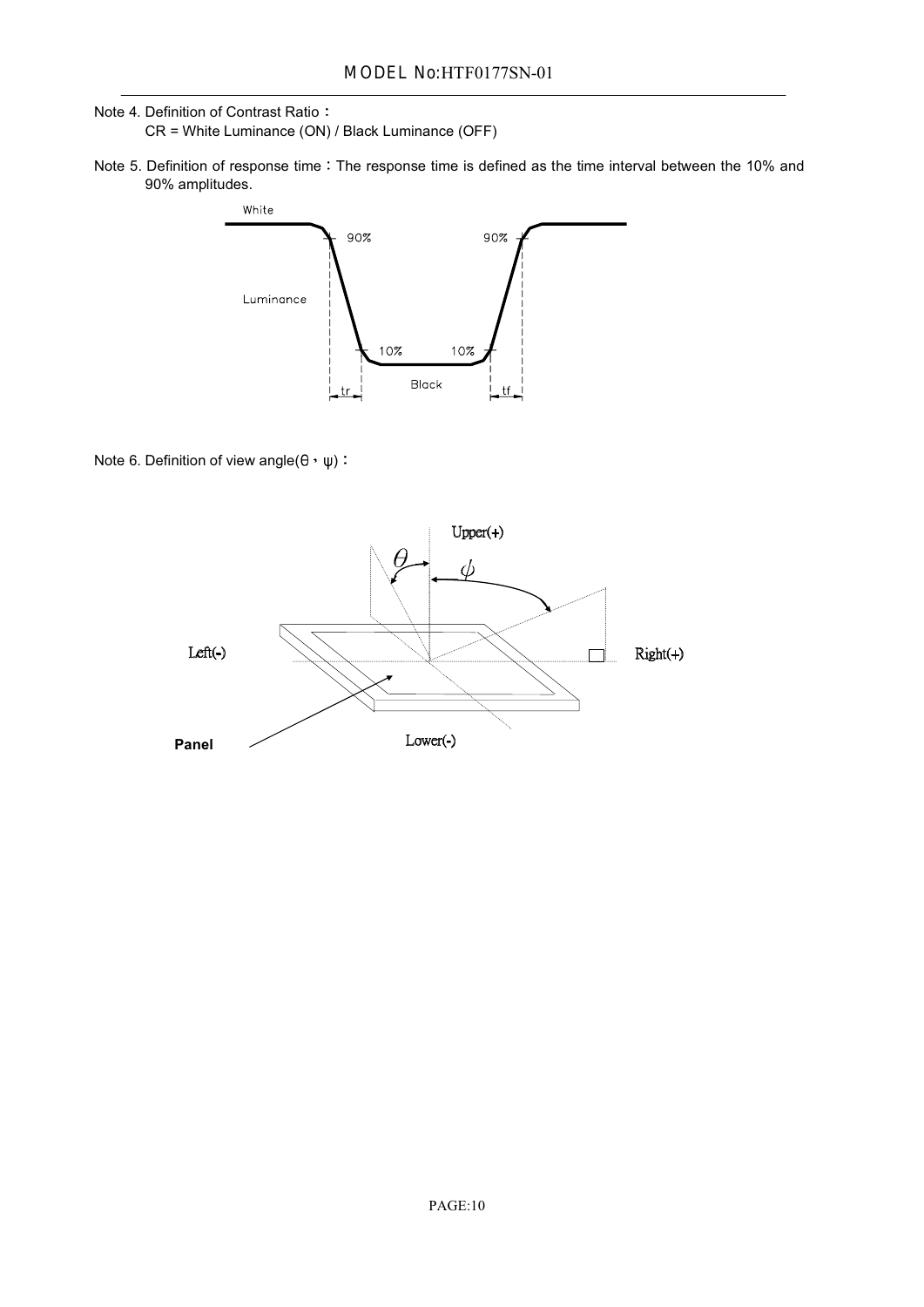Note 4. Definition of Contrast Ratio：

CR = White Luminance (ON) / Black Luminance (OFF)

Note 5. Definition of response time：The response time is defined as the time interval between the 10% and 90% amplitudes.

Note 6. Definition of view angle(θ，ψ)：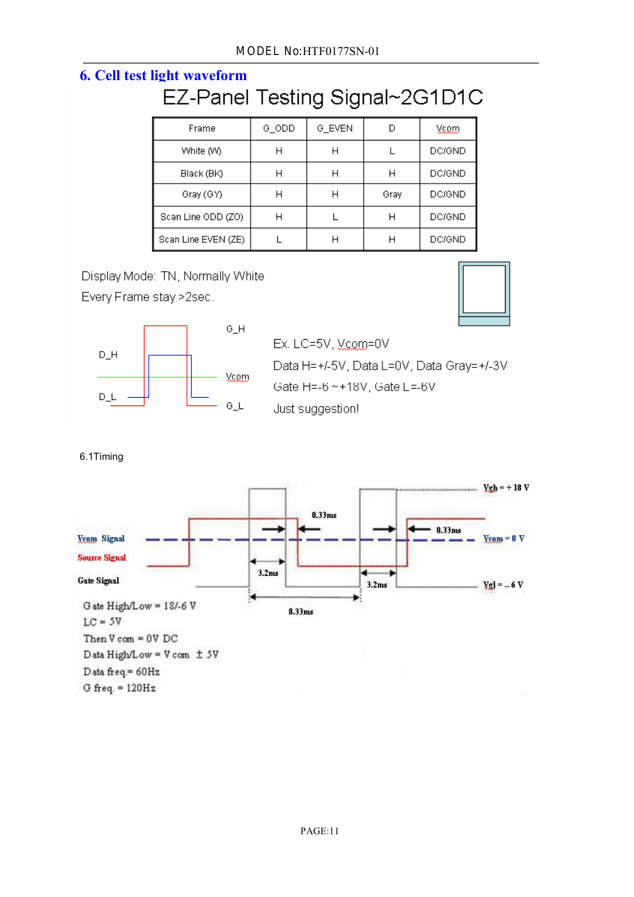## 6. Cell test light waveform

### EZ-Panel Testing Signal~2G1D1C

| Frame | G_ODD | G_EVEN | D | Vcom |
|---|---|---|---|---|
| White (W) | H | H | L | DC/GND |
| Black (BK) | H | H | H | DC/GND |
| Gray (GY) | H | H | Gray | DC/GND |
| Scan Line ODD (ZO) | H | L | H | DC/GND |
| Scan Line EVEN (ZE) | L | H | H | DC/GND |

Display Mode: TN, Normally White

Every Frame stay >2sec.

D_H, D_L, G_H, Vcom, G_L

Ex. LC=5V, Vcom=0V

Data H=+/-5V, Data L=0V, Data Gray=+/-3V

Gate H=-6 ~+18V, Gate L=-6V

Just suggestion!

6.1Timing

Vcom Signal, Source Signal, Gate Signal

0.33ms, 0.33ms, 3.2ms, 3.2ms, 8.33ms

Vgh = + 18 V

Vcom = 0 V

Vgl = – 6 V

Gate High/Low = 18/-6 V

LC = 5V

Then V com = 0V DC

Data High/Low = V com ± 5V

Data freq= 60Hz

G freq. = 120Hz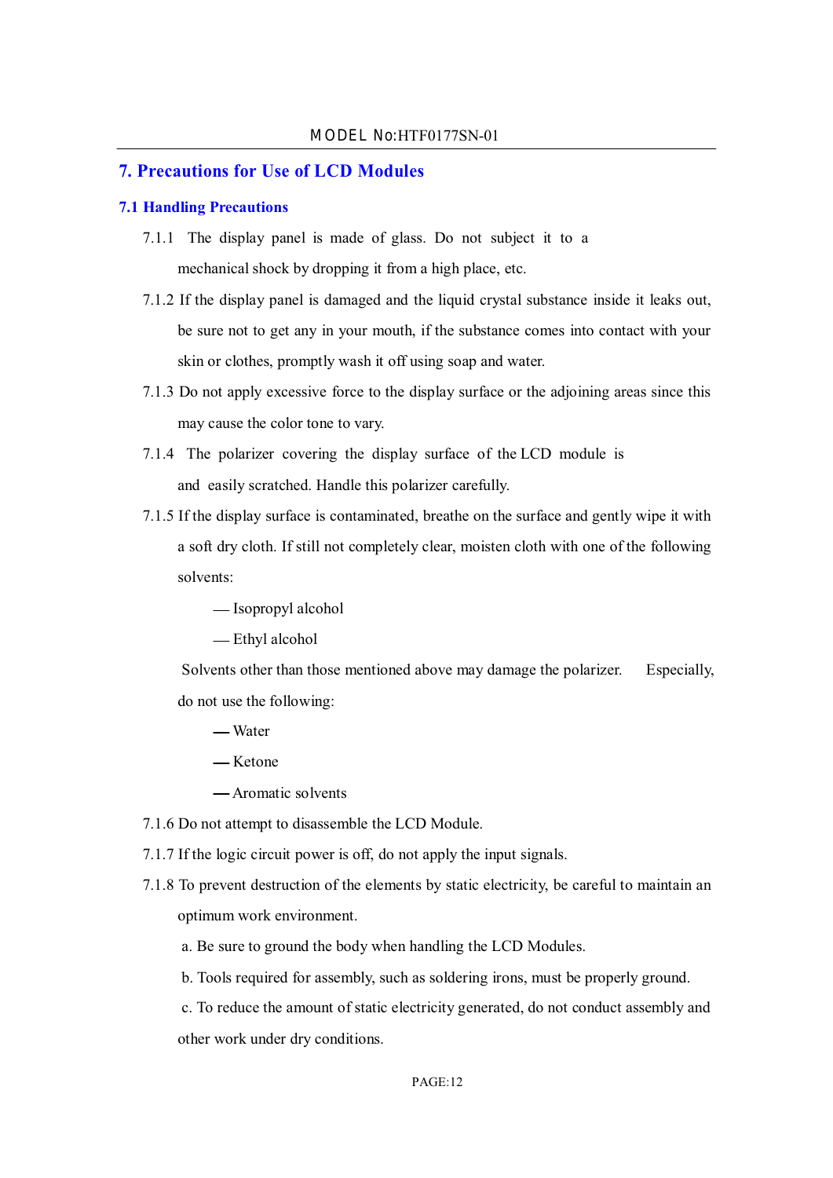## 7. Precautions for Use of LCD Modules

### 7.1 Handling Precautions

7.1.1 The display panel is made of glass. Do not subject it to a mechanical shock by dropping it from a high place, etc.

7.1.2 If the display panel is damaged and the liquid crystal substance inside it leaks out, be sure not to get any in your mouth, if the substance comes into contact with your skin or clothes, promptly wash it off using soap and water.

7.1.3 Do not apply excessive force to the display surface or the adjoining areas since this may cause the color tone to vary.

7.1.4 The polarizer covering the display surface of the LCD module is and easily scratched. Handle this polarizer carefully.

7.1.5 If the display surface is contaminated, breathe on the surface and gently wipe it with a soft dry cloth. If still not completely clear, moisten cloth with one of the following solvents:

— Isopropyl alcohol

— Ethyl alcohol

Solvents other than those mentioned above may damage the polarizer. Especially, do not use the following:

— Water

— Ketone

— Aromatic solvents

7.1.6 Do not attempt to disassemble the LCD Module.

7.1.7 If the logic circuit power is off, do not apply the input signals.

7.1.8 To prevent destruction of the elements by static electricity, be careful to maintain an optimum work environment.

a. Be sure to ground the body when handling the LCD Modules.

b. Tools required for assembly, such as soldering irons, must be properly ground.

c. To reduce the amount of static electricity generated, do not conduct assembly and other work under dry conditions.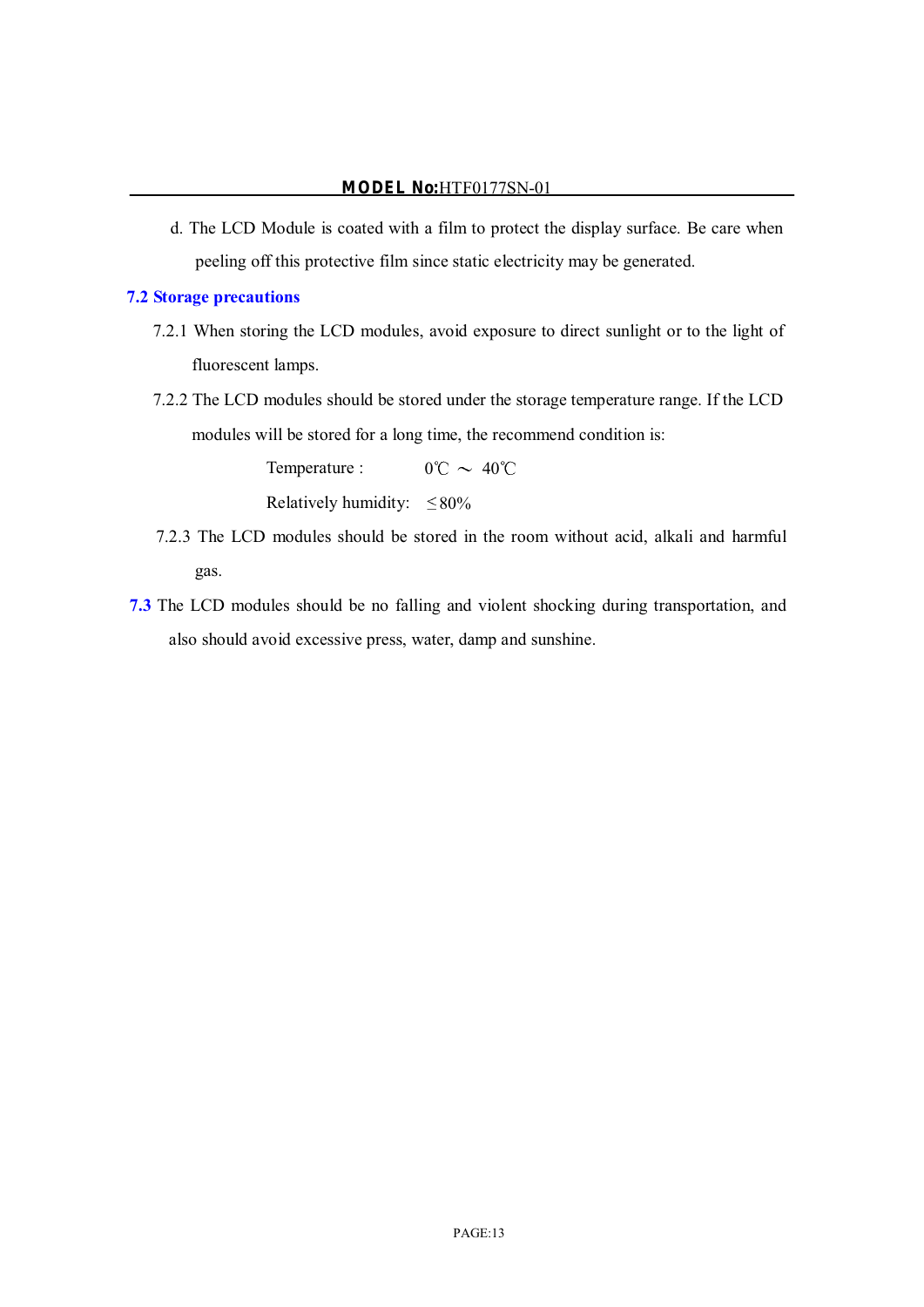d. The LCD Module is coated with a film to protect the display surface. Be care when peeling off this protective film since static electricity may be generated.

## 7.2 Storage precautions

7.2.1 When storing the LCD modules, avoid exposure to direct sunlight or to the light of fluorescent lamps.

7.2.2 The LCD modules should be stored under the storage temperature range. If the LCD modules will be stored for a long time, the recommend condition is:

Temperature : 0℃ ～ 40℃

Relatively humidity: ≤80%

7.2.3 The LCD modules should be stored in the room without acid, alkali and harmful gas.

**7.3** The LCD modules should be no falling and violent shocking during transportation, and also should avoid excessive press, water, damp and sunshine.